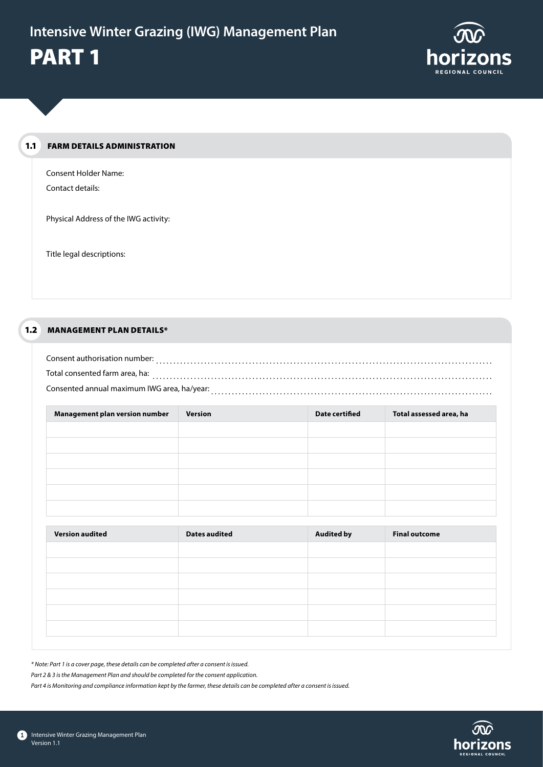# Intensive Winter Grazing (IWG) Management Plan

# PART 1

## 1.1 FARM DETAILS ADMINISTRATION

Consent Holder Name:

Contact details:

Physical Address of the IWG activity:

Title legal descriptions:

## 1.2 MANAGEMENT PLAN DETAILS*

Consent authorisation number: ..........

Total consented farm area, ha: ..........

Consented annual maximum IWG area, ha/year: ..........

| Management plan version number | Version | Date certified | Total assessed area, ha |
|---|---|---|---|
| | | | |
| | | | |
| | | | |
| | | | |
| | | | |
| | | | |

| Version audited | Dates audited | Audited by | Final outcome |
|---|---|---|---|
| | | | |
| | | | |
| | | | |
| | | | |
| | | | |
| | | | |

*\* Note: Part 1 is a cover page, these details can be completed after a consent is issued.*

*Part 2 & 3 is the Management Plan and should be completed for the consent application.*

*Part 4 is Monitoring and compliance information kept by the farmer, these details can be completed after a consent is issued.*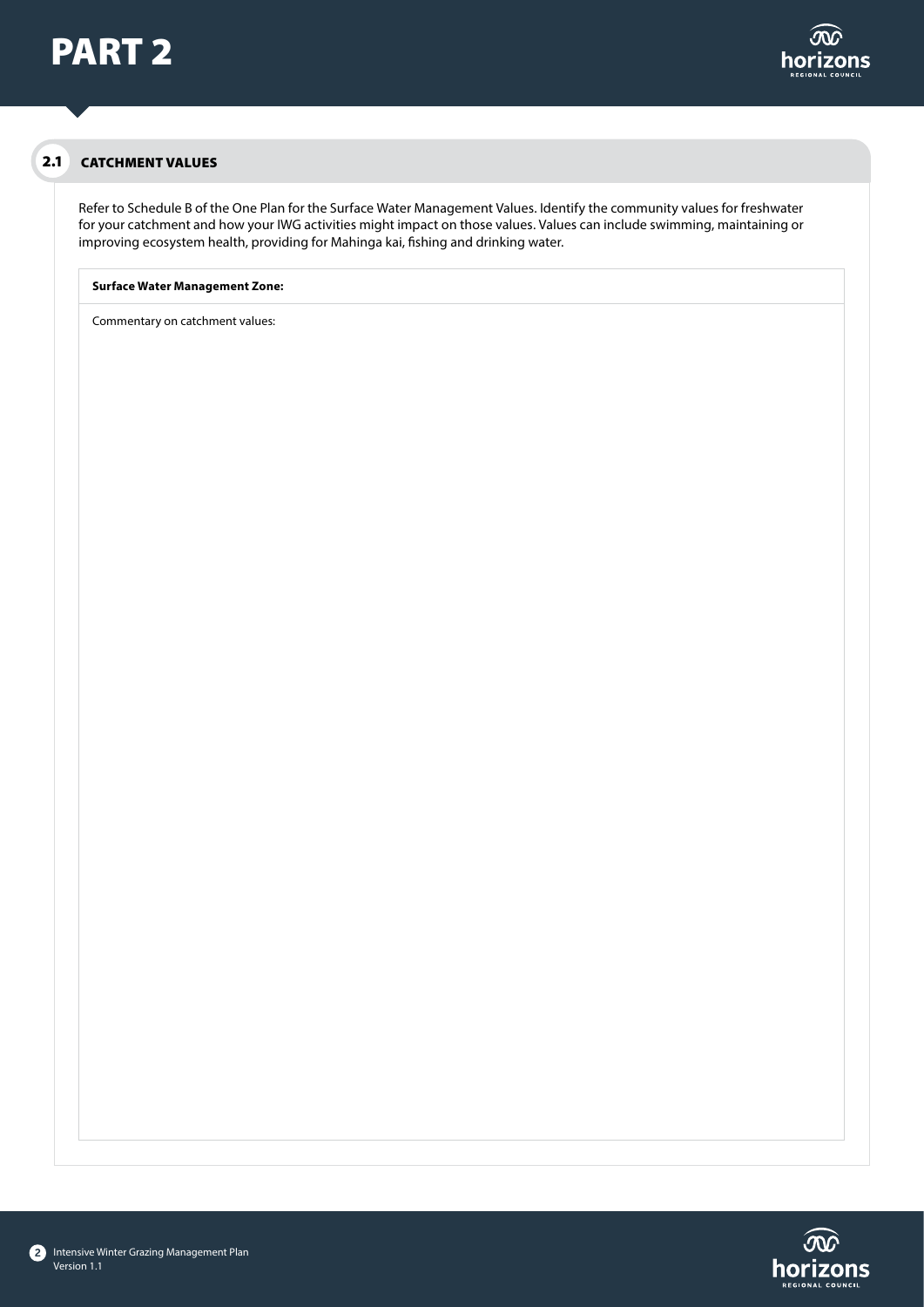# PART 2

## 2.1 CATCHMENT VALUES

Refer to Schedule B of the One Plan for the Surface Water Management Values. Identify the community values for freshwater for your catchment and how your IWG activities might impact on those values. Values can include swimming, maintaining or improving ecosystem health, providing for Mahinga kai, fishing and drinking water.

| **Surface Water Management Zone:** |
| --- |
| Commentary on catchment values: |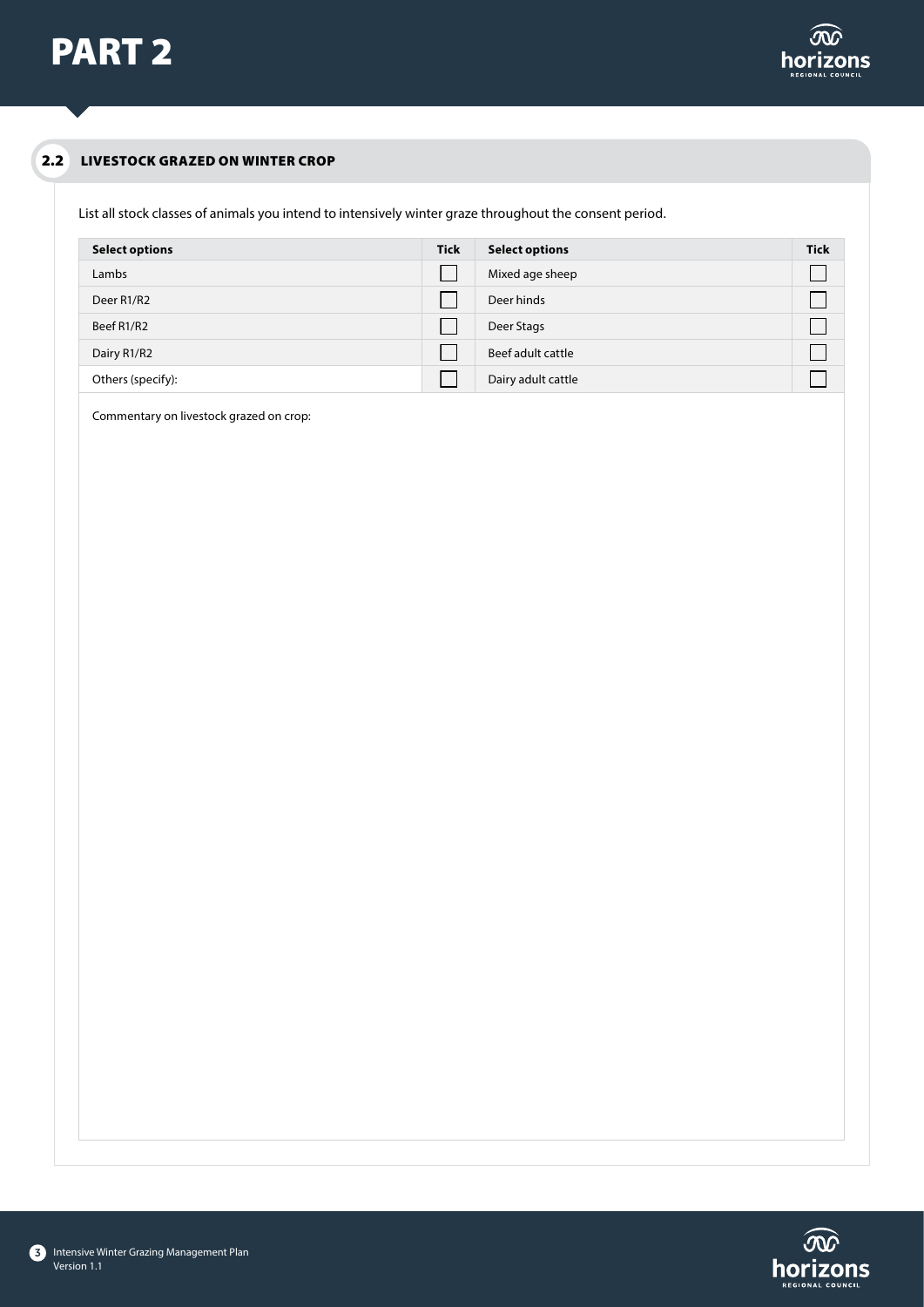# PART 2

## 2.2 LIVESTOCK GRAZED ON WINTER CROP

List all stock classes of animals you intend to intensively winter graze throughout the consent period.

| Select options | Tick | Select options | Tick |
|---|---|---|---|
| Lambs | ☐ | Mixed age sheep | ☐ |
| Deer R1/R2 | ☐ | Deer hinds | ☐ |
| Beef R1/R2 | ☐ | Deer Stags | ☐ |
| Dairy R1/R2 | ☐ | Beef adult cattle | ☐ |
| Others (specify): | ☐ | Dairy adult cattle | ☐ |

Commentary on livestock grazed on crop: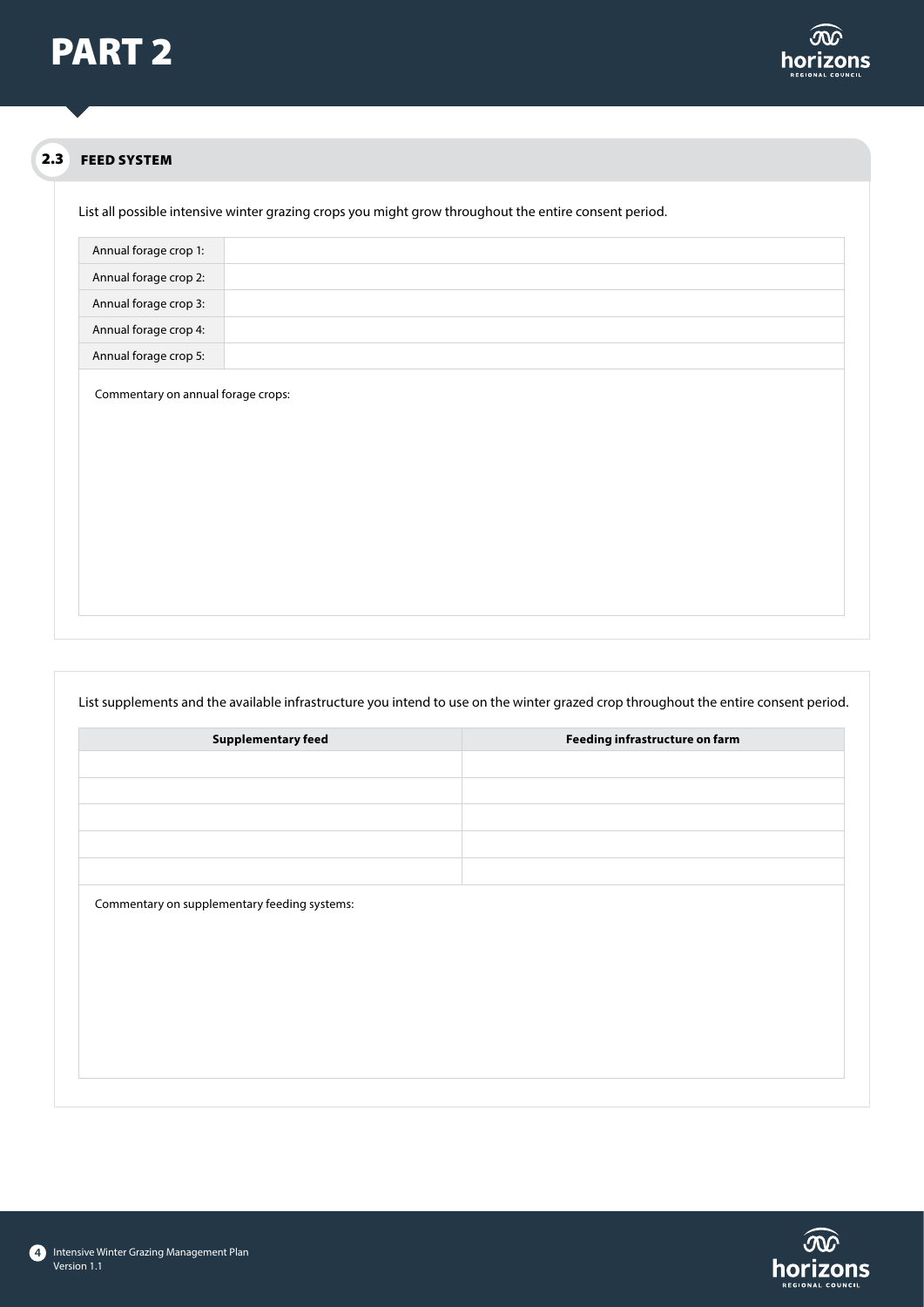# PART 2

## 2.3 FEED SYSTEM

List all possible intensive winter grazing crops you might grow throughout the entire consent period.

| | |
|---|---|
| Annual forage crop 1: | |
| Annual forage crop 2: | |
| Annual forage crop 3: | |
| Annual forage crop 4: | |
| Annual forage crop 5: | |

Commentary on annual forage crops:

List supplements and the available infrastructure you intend to use on the winter grazed crop throughout the entire consent period.

| Supplementary feed | Feeding infrastructure on farm |
|---|---|
| | |
| | |
| | |
| | |
| | |

Commentary on supplementary feeding systems: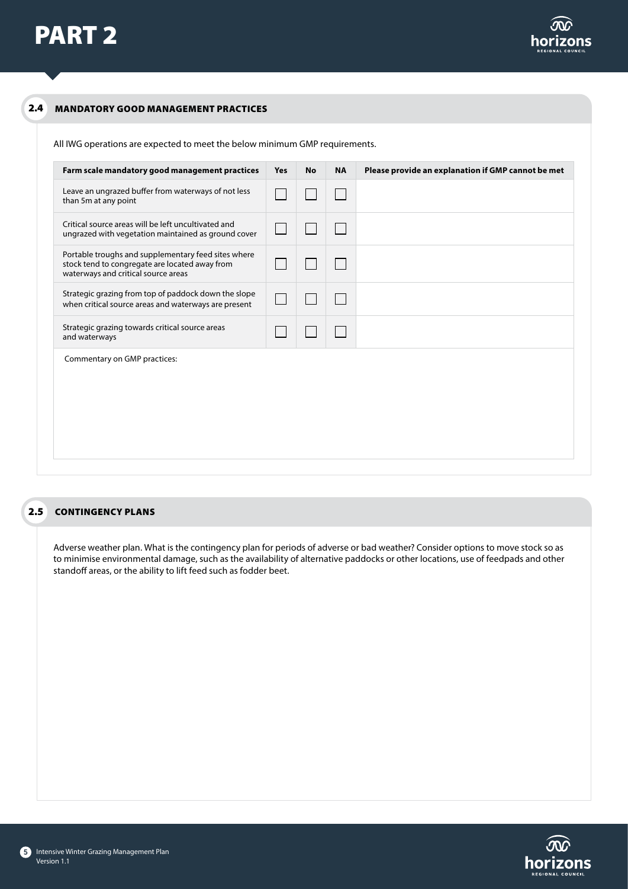# PART 2

## 2.4 MANDATORY GOOD MANAGEMENT PRACTICES

All IWG operations are expected to meet the below minimum GMP requirements.

| Farm scale mandatory good management practices | Yes | No | NA | Please provide an explanation if GMP cannot be met |
|---|---|---|---|---|
| Leave an ungrazed buffer from waterways of not less than 5m at any point | ☐ | ☐ | ☐ | |
| Critical source areas will be left uncultivated and ungrazed with vegetation maintained as ground cover | ☐ | ☐ | ☐ | |
| Portable troughs and supplementary feed sites where stock tend to congregate are located away from waterways and critical source areas | ☐ | ☐ | ☐ | |
| Strategic grazing from top of paddock down the slope when critical source areas and waterways are present | ☐ | ☐ | ☐ | |
| Strategic grazing towards critical source areas and waterways | ☐ | ☐ | ☐ | |

Commentary on GMP practices:

## 2.5 CONTINGENCY PLANS

Adverse weather plan. What is the contingency plan for periods of adverse or bad weather? Consider options to move stock so as to minimise environmental damage, such as the availability of alternative paddocks or other locations, use of feedpads and other standoff areas, or the ability to lift feed such as fodder beet.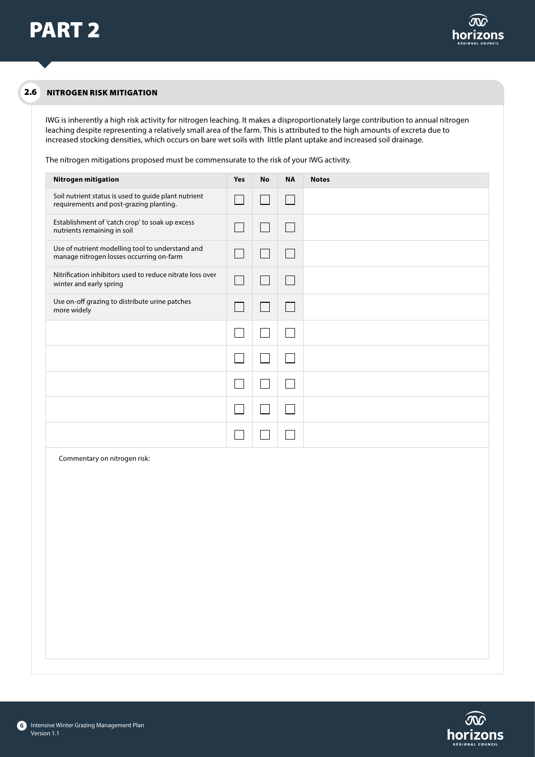# PART 2

## 2.6 NITROGEN RISK MITIGATION

IWG is inherently a high risk activity for nitrogen leaching. It makes a disproportionately large contribution to annual nitrogen leaching despite representing a relatively small area of the farm. This is attributed to the high amounts of excreta due to increased stocking densities, which occurs on bare wet soils with little plant uptake and increased soil drainage.

The nitrogen mitigations proposed must be commensurate to the risk of your IWG activity.

| Nitrogen mitigation | Yes | No | NA | Notes |
|---|---|---|---|---|
| Soil nutrient status is used to guide plant nutrient requirements and post-grazing planting. | ☐ | ☐ | ☐ | |
| Establishment of 'catch crop' to soak up excess nutrients remaining in soil | ☐ | ☐ | ☐ | |
| Use of nutrient modelling tool to understand and manage nitrogen losses occurring on-farm | ☐ | ☐ | ☐ | |
| Nitrification inhibitors used to reduce nitrate loss over winter and early spring | ☐ | ☐ | ☐ | |
| Use on-off grazing to distribute urine patches more widely | ☐ | ☐ | ☐ | |
| | ☐ | ☐ | ☐ | |
| | ☐ | ☐ | ☐ | |
| | ☐ | ☐ | ☐ | |
| | ☐ | ☐ | ☐ | |
| | ☐ | ☐ | ☐ | |

Commentary on nitrogen risk: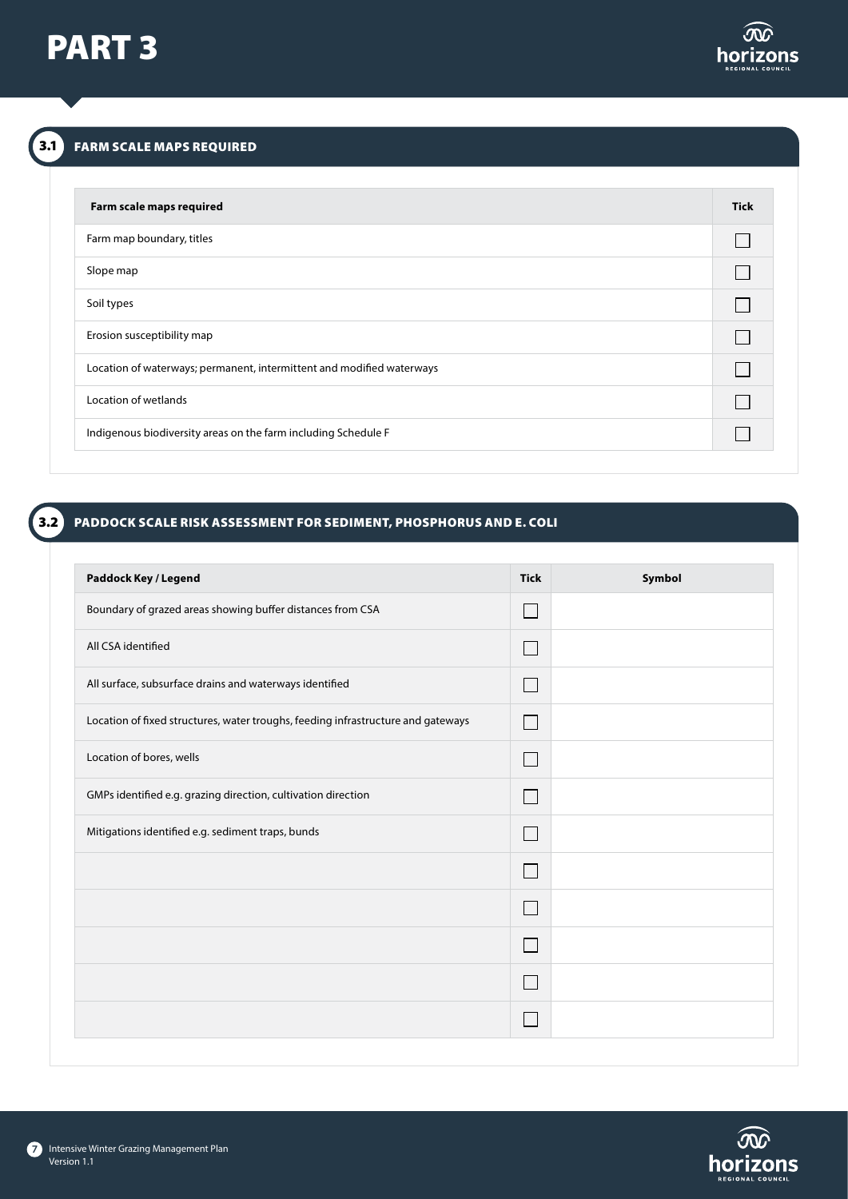# PART 3

## 3.1 FARM SCALE MAPS REQUIRED

| Farm scale maps required | Tick |
|---|---|
| Farm map boundary, titles | ☐ |
| Slope map | ☐ |
| Soil types | ☐ |
| Erosion susceptibility map | ☐ |
| Location of waterways; permanent, intermittent and modified waterways | ☐ |
| Location of wetlands | ☐ |
| Indigenous biodiversity areas on the farm including Schedule F | ☐ |

## 3.2 PADDOCK SCALE RISK ASSESSMENT FOR SEDIMENT, PHOSPHORUS AND E. COLI

| Paddock Key / Legend | Tick | Symbol |
|---|---|---|
| Boundary of grazed areas showing buffer distances from CSA | ☐ | |
| All CSA identified | ☐ | |
| All surface, subsurface drains and waterways identified | ☐ | |
| Location of fixed structures, water troughs, feeding infrastructure and gateways | ☐ | |
| Location of bores, wells | ☐ | |
| GMPs identified e.g. grazing direction, cultivation direction | ☐ | |
| Mitigations identified e.g. sediment traps, bunds | ☐ | |
| | ☐ | |
| | ☐ | |
| | ☐ | |
| | ☐ | |
| | ☐ | |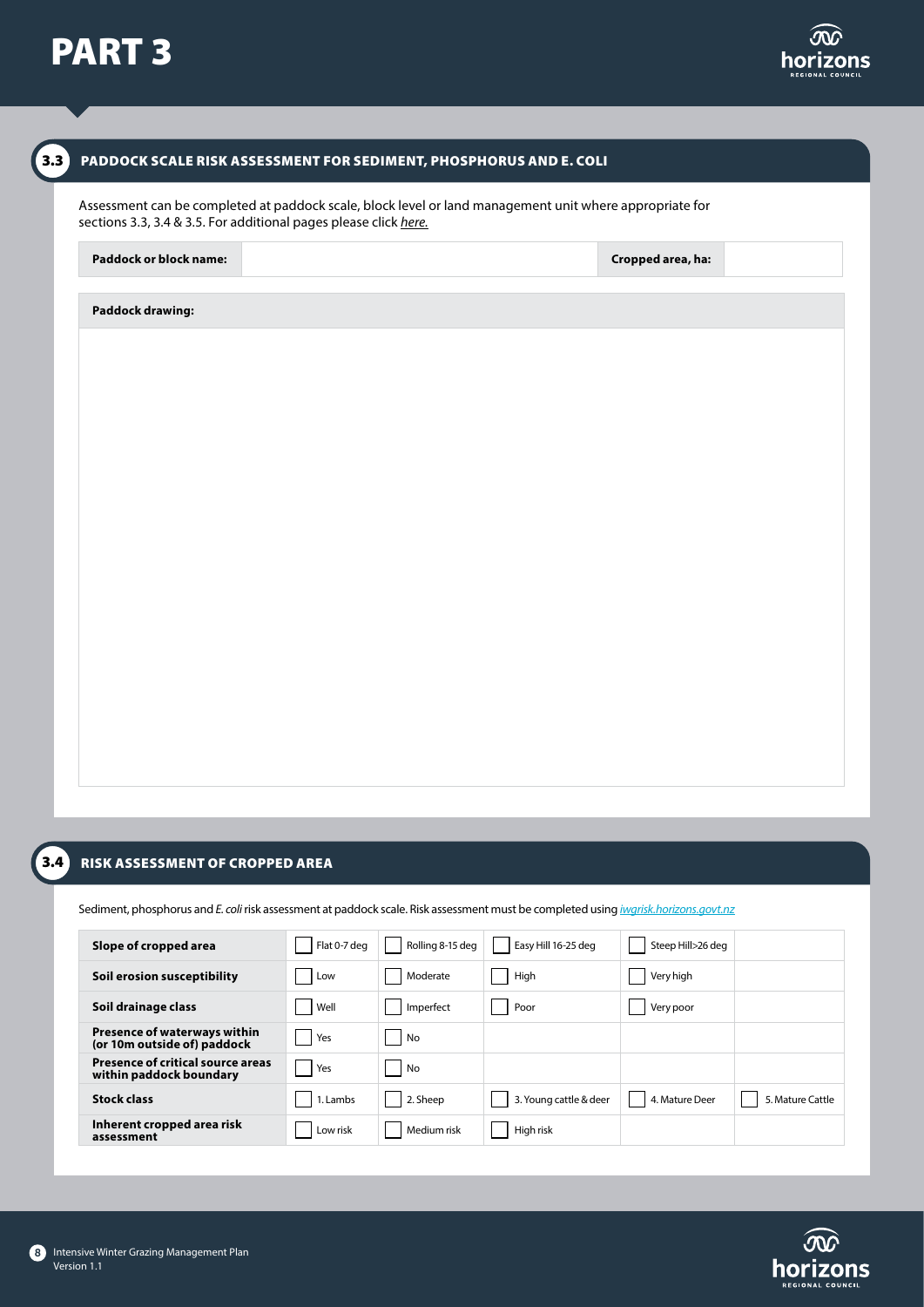# PART 3

## 3.3 PADDOCK SCALE RISK ASSESSMENT FOR SEDIMENT, PHOSPHORUS AND E. COLI

Assessment can be completed at paddock scale, block level or land management unit where appropriate for sections 3.3, 3.4 & 3.5. For additional pages please click *here.*

| **Paddock or block name:** | | **Cropped area, ha:** | |
|---|---|---|---|

| **Paddock drawing:** |
|---|
| |

## 3.4 RISK ASSESSMENT OF CROPPED AREA

Sediment, phosphorus and *E. coli* risk assessment at paddock scale. Risk assessment must be completed using *iwgrisk.horizons.govt.nz*

| | | | | | |
|---|---|---|---|---|---|
| **Slope of cropped area** | ☐ Flat 0-7 deg | ☐ Rolling 8-15 deg | ☐ Easy Hill 16-25 deg | ☐ Steep Hill>26 deg | |
| **Soil erosion susceptibility** | ☐ Low | ☐ Moderate | ☐ High | ☐ Very high | |
| **Soil drainage class** | ☐ Well | ☐ Imperfect | ☐ Poor | ☐ Very poor | |
| **Presence of waterways within (or 10m outside of) paddock** | ☐ Yes | ☐ No | | | |
| **Presence of critical source areas within paddock boundary** | ☐ Yes | ☐ No | | | |
| **Stock class** | ☐ 1. Lambs | ☐ 2. Sheep | ☐ 3. Young cattle & deer | ☐ 4. Mature Deer | ☐ 5. Mature Cattle |
| **Inherent cropped area risk assessment** | ☐ Low risk | ☐ Medium risk | ☐ High risk | | |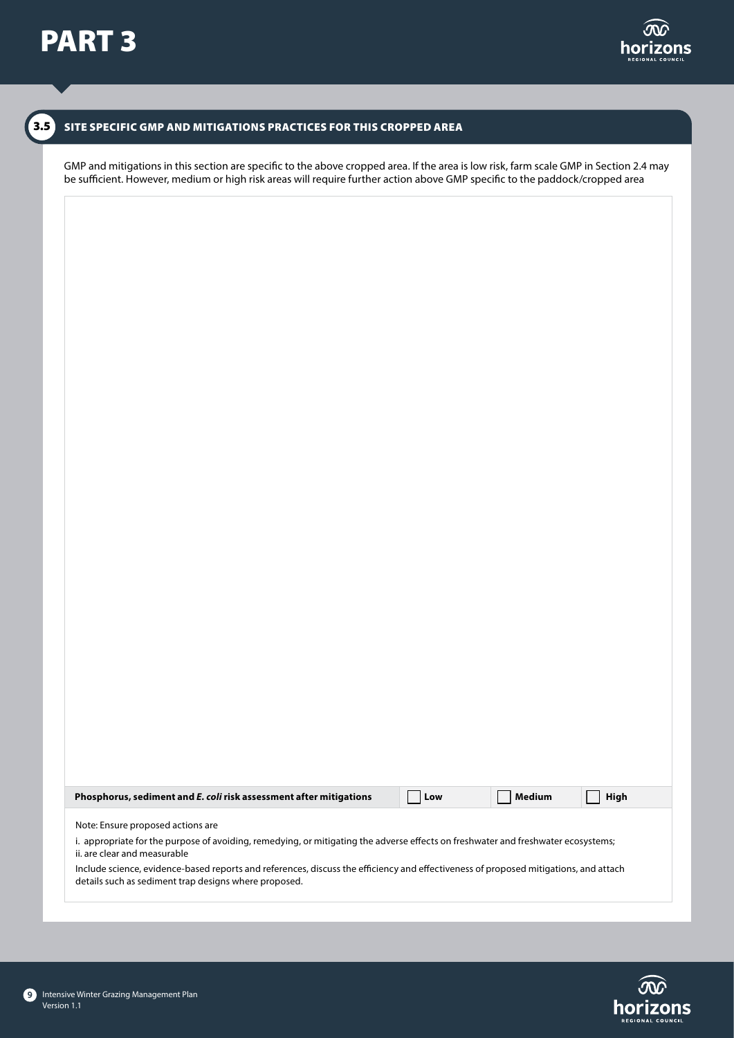# PART 3

## 3.5 SITE SPECIFIC GMP AND MITIGATIONS PRACTICES FOR THIS CROPPED AREA

GMP and mitigations in this section are specific to the above cropped area. If the area is low risk, farm scale GMP in Section 2.4 may be sufficient. However, medium or high risk areas will require further action above GMP specific to the paddock/cropped area

| **Phosphorus, sediment and *E. coli* risk assessment after mitigations** | ☐ **Low** | ☐ **Medium** | ☐ **High** |
|---|---|---|---|

Note: Ensure proposed actions are

i. appropriate for the purpose of avoiding, remedying, or mitigating the adverse effects on freshwater and freshwater ecosystems;
ii. are clear and measurable

Include science, evidence-based reports and references, discuss the efficiency and effectiveness of proposed mitigations, and attach details such as sediment trap designs where proposed.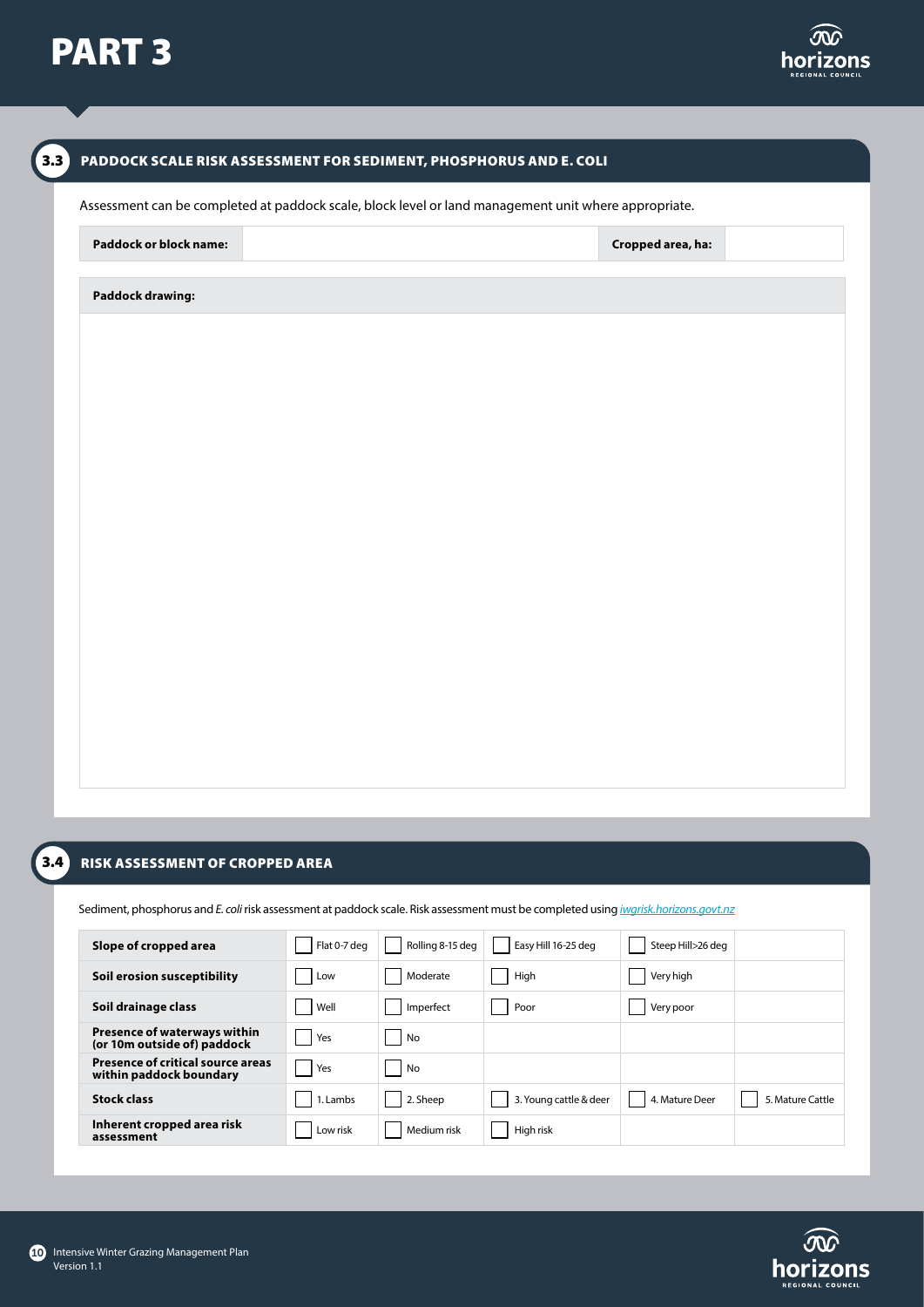# PART 3

## 3.3 PADDOCK SCALE RISK ASSESSMENT FOR SEDIMENT, PHOSPHORUS AND E. COLI

Assessment can be completed at paddock scale, block level or land management unit where appropriate.

| Paddock or block name: | | Cropped area, ha: | |
|---|---|---|---|

| Paddock drawing: |
|---|
| |

## 3.4 RISK ASSESSMENT OF CROPPED AREA

Sediment, phosphorus and *E. coli* risk assessment at paddock scale. Risk assessment must be completed using iwgrisk.horizons.govt.nz

| | | | | | |
|---|---|---|---|---|---|
| **Slope of cropped area** | ☐ Flat 0-7 deg | ☐ Rolling 8-15 deg | ☐ Easy Hill 16-25 deg | ☐ Steep Hill>26 deg | |
| **Soil erosion susceptibility** | ☐ Low | ☐ Moderate | ☐ High | ☐ Very high | |
| **Soil drainage class** | ☐ Well | ☐ Imperfect | ☐ Poor | ☐ Very poor | |
| **Presence of waterways within (or 10m outside of) paddock** | ☐ Yes | ☐ No | | | |
| **Presence of critical source areas within paddock boundary** | ☐ Yes | ☐ No | | | |
| **Stock class** | ☐ 1. Lambs | ☐ 2. Sheep | ☐ 3. Young cattle & deer | ☐ 4. Mature Deer | ☐ 5. Mature Cattle |
| **Inherent cropped area risk assessment** | ☐ Low risk | ☐ Medium risk | ☐ High risk | | |

Intensive Winter Grazing Management Plan
Version 1.1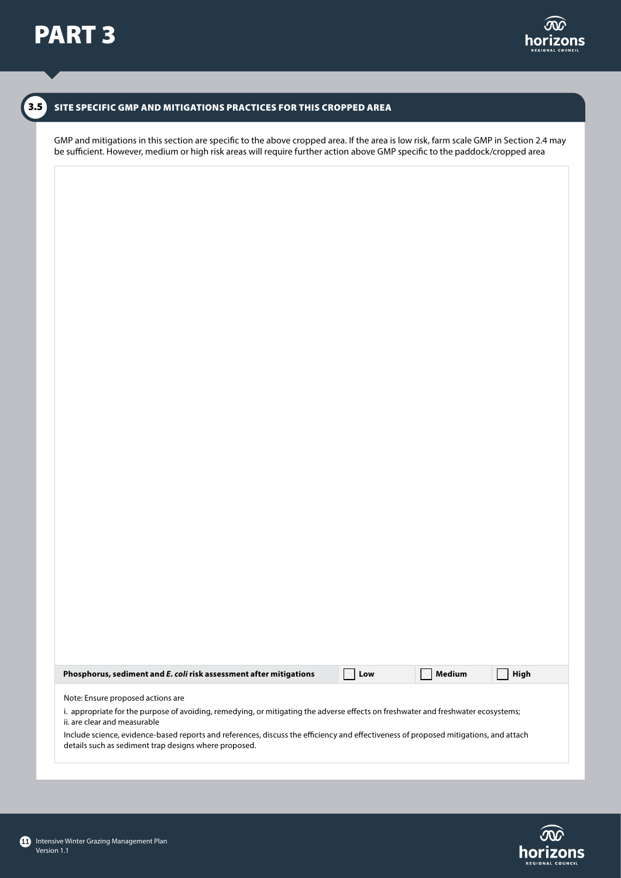# PART 3

## 3.5 SITE SPECIFIC GMP AND MITIGATIONS PRACTICES FOR THIS CROPPED AREA

GMP and mitigations in this section are specific to the above cropped area. If the area is low risk, farm scale GMP in Section 2.4 may be sufficient. However, medium or high risk areas will require further action above GMP specific to the paddock/cropped area

| **Phosphorus, sediment and *E. coli* risk assessment after mitigations** | ☐ **Low** | ☐ **Medium** | ☐ **High** |
|---|---|---|---|

Note: Ensure proposed actions are

i. appropriate for the purpose of avoiding, remedying, or mitigating the adverse effects on freshwater and freshwater ecosystems;
ii. are clear and measurable

Include science, evidence-based reports and references, discuss the efficiency and effectiveness of proposed mitigations, and attach details such as sediment trap designs where proposed.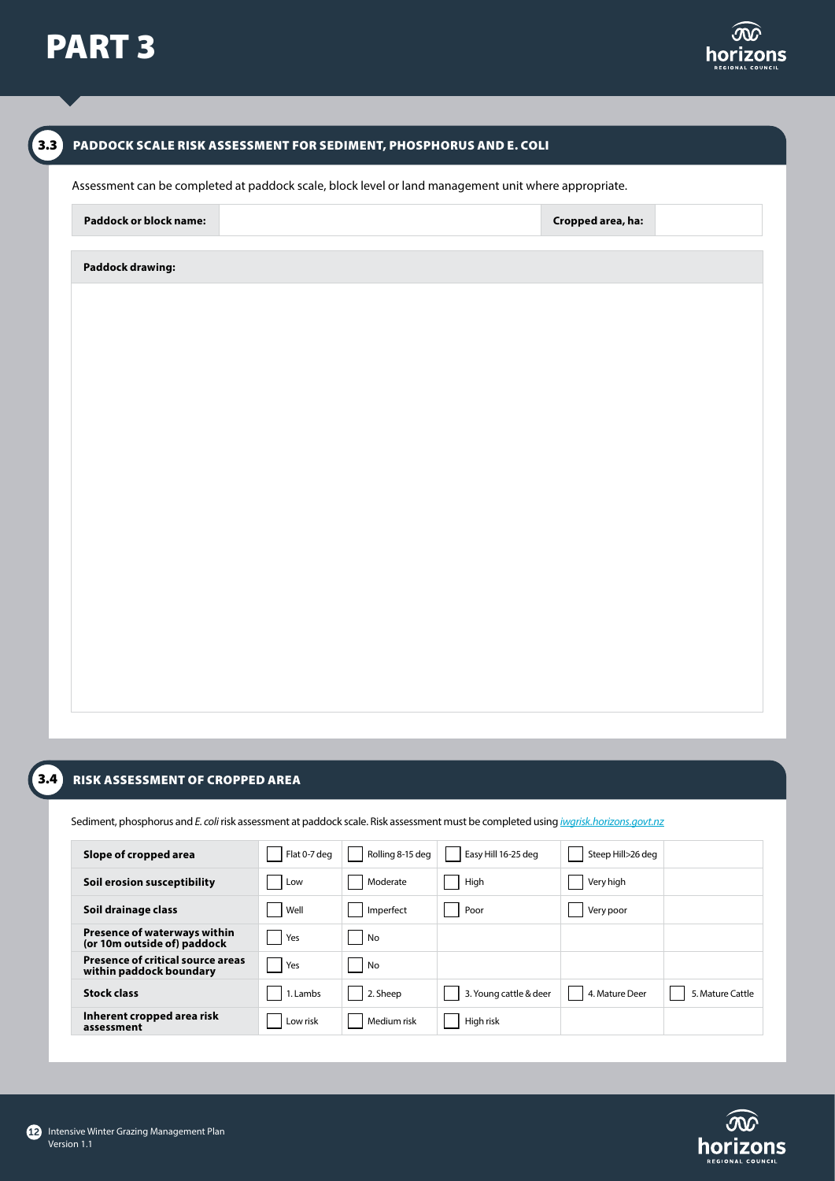# PART 3

## 3.3 PADDOCK SCALE RISK ASSESSMENT FOR SEDIMENT, PHOSPHORUS AND E. COLI

Assessment can be completed at paddock scale, block level or land management unit where appropriate.

| **Paddock or block name:** | | **Cropped area, ha:** | |
|---|---|---|---|

| **Paddock drawing:** |
|---|
| |

## 3.4 RISK ASSESSMENT OF CROPPED AREA

Sediment, phosphorus and *E. coli* risk assessment at paddock scale. Risk assessment must be completed using [iwgrisk.horizons.govt.nz](iwgrisk.horizons.govt.nz)

| | | | | | |
|---|---|---|---|---|---|
| **Slope of cropped area** | ☐ Flat 0-7 deg | ☐ Rolling 8-15 deg | ☐ Easy Hill 16-25 deg | ☐ Steep Hill>26 deg | |
| **Soil erosion susceptibility** | ☐ Low | ☐ Moderate | ☐ High | ☐ Very high | |
| **Soil drainage class** | ☐ Well | ☐ Imperfect | ☐ Poor | ☐ Very poor | |
| **Presence of waterways within (or 10m outside of) paddock** | ☐ Yes | ☐ No | | | |
| **Presence of critical source areas within paddock boundary** | ☐ Yes | ☐ No | | | |
| **Stock class** | ☐ 1. Lambs | ☐ 2. Sheep | ☐ 3. Young cattle & deer | ☐ 4. Mature Deer | ☐ 5. Mature Cattle |
| **Inherent cropped area risk assessment** | ☐ Low risk | ☐ Medium risk | ☐ High risk | | |

Intensive Winter Grazing Management Plan
Version 1.1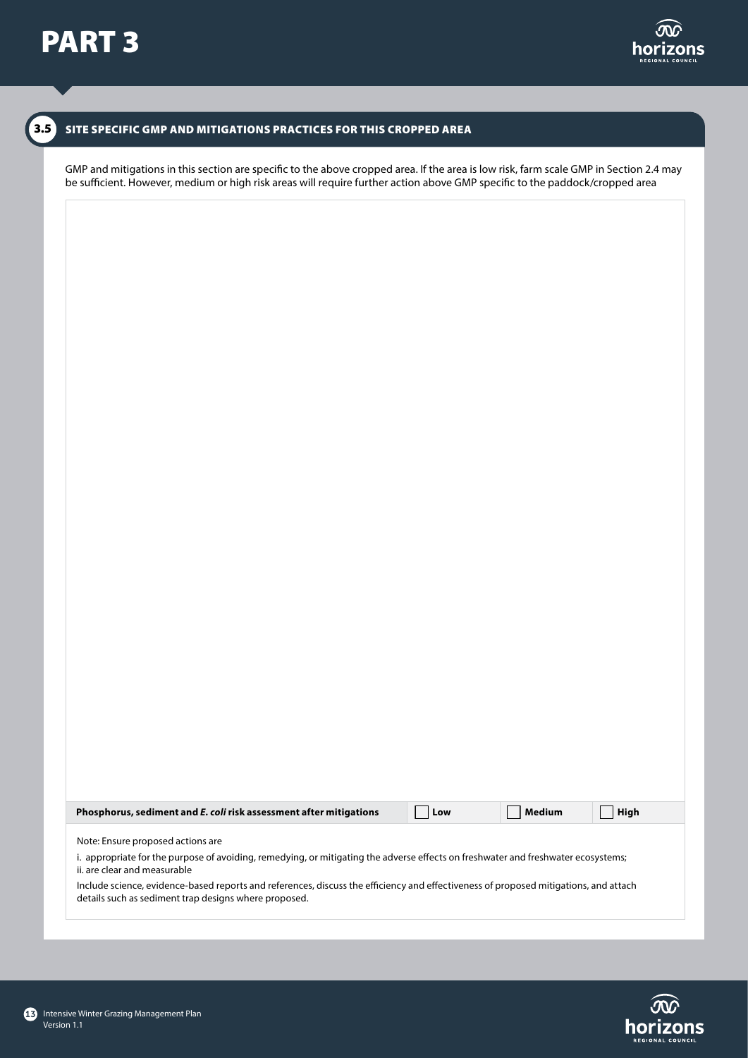# PART 3

## 3.5 SITE SPECIFIC GMP AND MITIGATIONS PRACTICES FOR THIS CROPPED AREA

GMP and mitigations in this section are specific to the above cropped area. If the area is low risk, farm scale GMP in Section 2.4 may be sufficient. However, medium or high risk areas will require further action above GMP specific to the paddock/cropped area

| **Phosphorus, sediment and *E. coli* risk assessment after mitigations** | ☐ **Low** | ☐ **Medium** | ☐ **High** |
|---|---|---|---|

Note: Ensure proposed actions are

i. appropriate for the purpose of avoiding, remedying, or mitigating the adverse effects on freshwater and freshwater ecosystems;
ii. are clear and measurable

Include science, evidence-based reports and references, discuss the efficiency and effectiveness of proposed mitigations, and attach details such as sediment trap designs where proposed.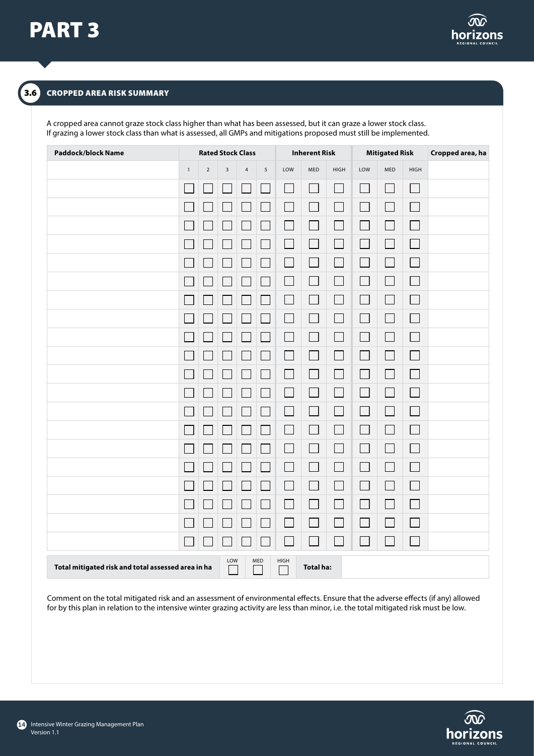# PART 3

## 3.6 CROPPED AREA RISK SUMMARY

A cropped area cannot graze stock class higher than what has been assessed, but it can graze a lower stock class. If grazing a lower stock class than what is assessed, all GMPs and mitigations proposed must still be implemented.

| Paddock/block Name | Rated Stock Class | | | | | Inherent Risk | | | Mitigated Risk | | | Cropped area, ha |
|---|---|---|---|---|---|---|---|---|---|---|---|---|
| | 1 | 2 | 3 | 4 | 5 | LOW | MED | HIGH | LOW | MED | HIGH | |
| | ☐ | ☐ | ☐ | ☐ | ☐ | ☐ | ☐ | ☐ | ☐ | ☐ | ☐ | |
| | ☐ | ☐ | ☐ | ☐ | ☐ | ☐ | ☐ | ☐ | ☐ | ☐ | ☐ | |
| | ☐ | ☐ | ☐ | ☐ | ☐ | ☐ | ☐ | ☐ | ☐ | ☐ | ☐ | |
| | ☐ | ☐ | ☐ | ☐ | ☐ | ☐ | ☐ | ☐ | ☐ | ☐ | ☐ | |
| | ☐ | ☐ | ☐ | ☐ | ☐ | ☐ | ☐ | ☐ | ☐ | ☐ | ☐ | |
| | ☐ | ☐ | ☐ | ☐ | ☐ | ☐ | ☐ | ☐ | ☐ | ☐ | ☐ | |
| | ☐ | ☐ | ☐ | ☐ | ☐ | ☐ | ☐ | ☐ | ☐ | ☐ | ☐ | |
| | ☐ | ☐ | ☐ | ☐ | ☐ | ☐ | ☐ | ☐ | ☐ | ☐ | ☐ | |
| | ☐ | ☐ | ☐ | ☐ | ☐ | ☐ | ☐ | ☐ | ☐ | ☐ | ☐ | |
| | ☐ | ☐ | ☐ | ☐ | ☐ | ☐ | ☐ | ☐ | ☐ | ☐ | ☐ | |
| | ☐ | ☐ | ☐ | ☐ | ☐ | ☐ | ☐ | ☐ | ☐ | ☐ | ☐ | |
| | ☐ | ☐ | ☐ | ☐ | ☐ | ☐ | ☐ | ☐ | ☐ | ☐ | ☐ | |
| | ☐ | ☐ | ☐ | ☐ | ☐ | ☐ | ☐ | ☐ | ☐ | ☐ | ☐ | |
| | ☐ | ☐ | ☐ | ☐ | ☐ | ☐ | ☐ | ☐ | ☐ | ☐ | ☐ | |
| | ☐ | ☐ | ☐ | ☐ | ☐ | ☐ | ☐ | ☐ | ☐ | ☐ | ☐ | |
| | ☐ | ☐ | ☐ | ☐ | ☐ | ☐ | ☐ | ☐ | ☐ | ☐ | ☐ | |
| | ☐ | ☐ | ☐ | ☐ | ☐ | ☐ | ☐ | ☐ | ☐ | ☐ | ☐ | |
| | ☐ | ☐ | ☐ | ☐ | ☐ | ☐ | ☐ | ☐ | ☐ | ☐ | ☐ | |
| | ☐ | ☐ | ☐ | ☐ | ☐ | ☐ | ☐ | ☐ | ☐ | ☐ | ☐ | |
| | ☐ | ☐ | ☐ | ☐ | ☐ | ☐ | ☐ | ☐ | ☐ | ☐ | ☐ | |

| Total mitigated risk and total assessed area in ha | LOW ☐ | MED ☐ | HIGH ☐ | Total ha: | |
|---|---|---|---|---|---|

Comment on the total mitigated risk and an assessment of environmental effects. Ensure that the adverse effects (if any) allowed for by this plan in relation to the intensive winter grazing activity are less than minor, i.e. the total mitigated risk must be low.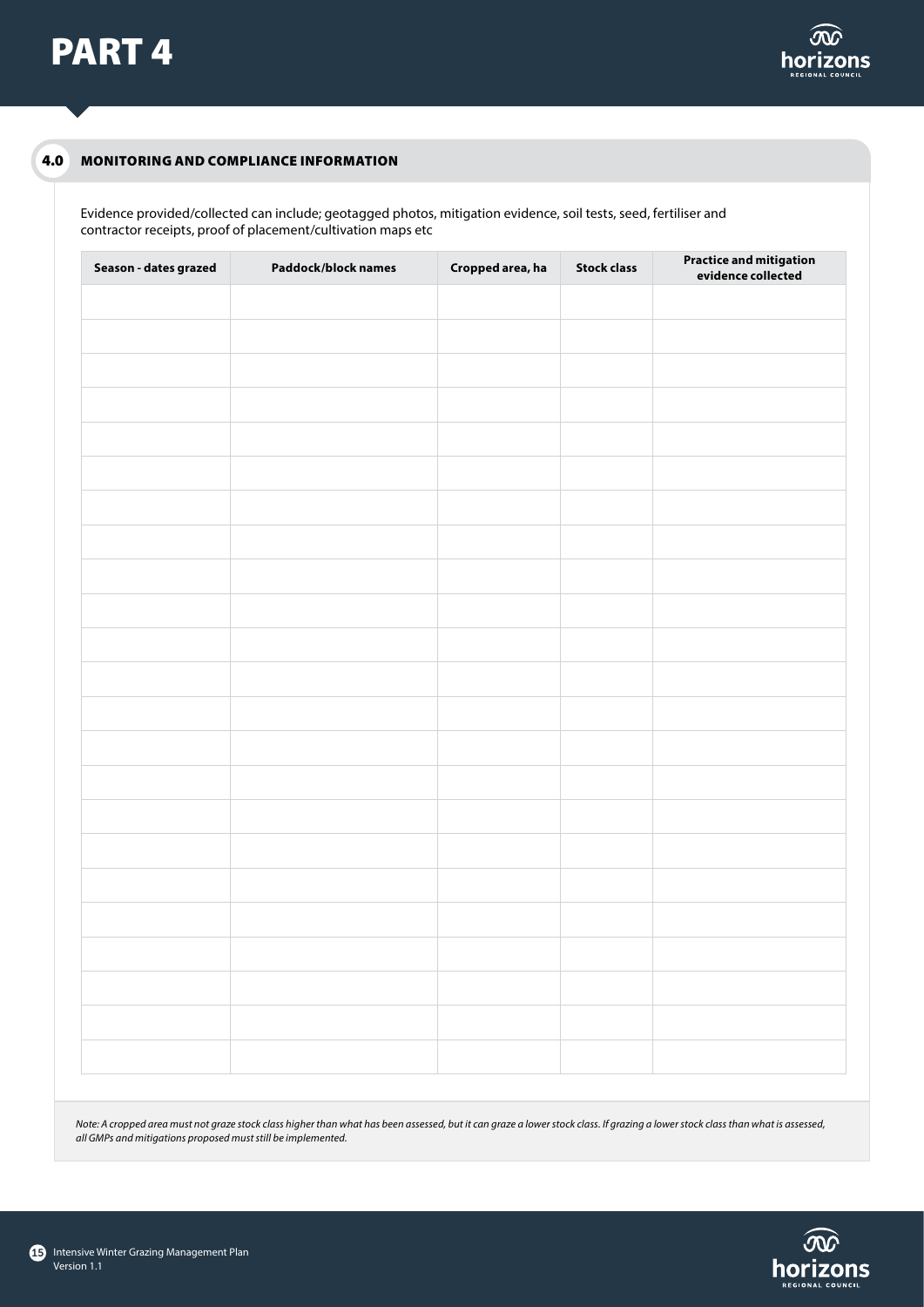# PART 4

## 4.0 MONITORING AND COMPLIANCE INFORMATION

Evidence provided/collected can include; geotagged photos, mitigation evidence, soil tests, seed, fertiliser and contractor receipts, proof of placement/cultivation maps etc

| Season - dates grazed | Paddock/block names | Cropped area, ha | Stock class | Practice and mitigation evidence collected |
|---|---|---|---|---|
| | | | | |
| | | | | |
| | | | | |
| | | | | |
| | | | | |
| | | | | |
| | | | | |
| | | | | |
| | | | | |
| | | | | |
| | | | | |
| | | | | |
| | | | | |
| | | | | |
| | | | | |
| | | | | |
| | | | | |
| | | | | |
| | | | | |
| | | | | |
| | | | | |
| | | | | |
| | | | | |

*Note: A cropped area must not graze stock class higher than what has been assessed, but it can graze a lower stock class. If grazing a lower stock class than what is assessed, all GMPs and mitigations proposed must still be implemented.*